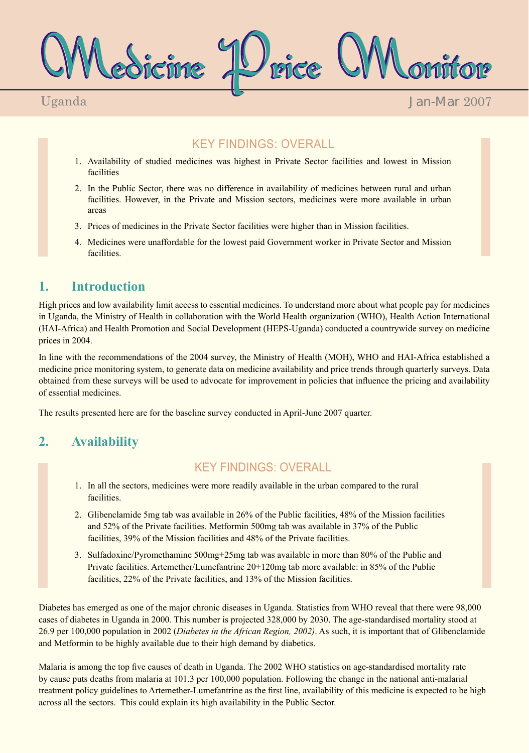# Medicine Price Monitor

Uganda — Jan-Mar 2007

### KEY FINDINGS: OVERALL

1. Availability of studied medicines was highest in Private Sector facilities and lowest in Mission facilities
2. In the Public Sector, there was no difference in availability of medicines between rural and urban facilities. However, in the Private and Mission sectors, medicines were more available in urban areas
3. Prices of medicines in the Private Sector facilities were higher than in Mission facilities.
4. Medicines were unaffordable for the lowest paid Government worker in Private Sector and Mission facilities.

## 1. Introduction

High prices and low availability limit access to essential medicines. To understand more about what people pay for medicines in Uganda, the Ministry of Health in collaboration with the World Health organization (WHO), Health Action International (HAI-Africa) and Health Promotion and Social Development (HEPS-Uganda) conducted a countrywide survey on medicine prices in 2004.

In line with the recommendations of the 2004 survey, the Ministry of Health (MOH), WHO and HAI-Africa established a medicine price monitoring system, to generate data on medicine availability and price trends through quarterly surveys. Data obtained from these surveys will be used to advocate for improvement in policies that influence the pricing and availability of essential medicines.

The results presented here are for the baseline survey conducted in April-June 2007 quarter.

## 2. Availability

### KEY FINDINGS: OVERALL

1. In all the sectors, medicines were more readily available in the urban compared to the rural facilities.
2. Glibenclamide 5mg tab was available in 26% of the Public facilities, 48% of the Mission facilities and 52% of the Private facilities. Metformin 500mg tab was available in 37% of the Public facilities, 39% of the Mission facilities and 48% of the Private facilities.
3. Sulfadoxine/Pyromethamine 500mg+25mg tab was available in more than 80% of the Public and Private facilities. Artemether/Lumefantrine 20+120mg tab more available: in 85% of the Public facilities, 22% of the Private facilities, and 13% of the Mission facilities.

Diabetes has emerged as one of the major chronic diseases in Uganda. Statistics from WHO reveal that there were 98,000 cases of diabetes in Uganda in 2000. This number is projected 328,000 by 2030. The age-standardised mortality stood at 26.9 per 100,000 population in 2002 (*Diabetes in the African Region, 2002)*. As such, it is important that of Glibenclamide and Metformin to be highly available due to their high demand by diabetics.

Malaria is among the top five causes of death in Uganda. The 2002 WHO statistics on age-standardised mortality rate by cause puts deaths from malaria at 101.3 per 100,000 population. Following the change in the national anti-malarial treatment policy guidelines to Artemether-Lumefantrine as the first line, availability of this medicine is expected to be high across all the sectors. This could explain its high availability in the Public Sector.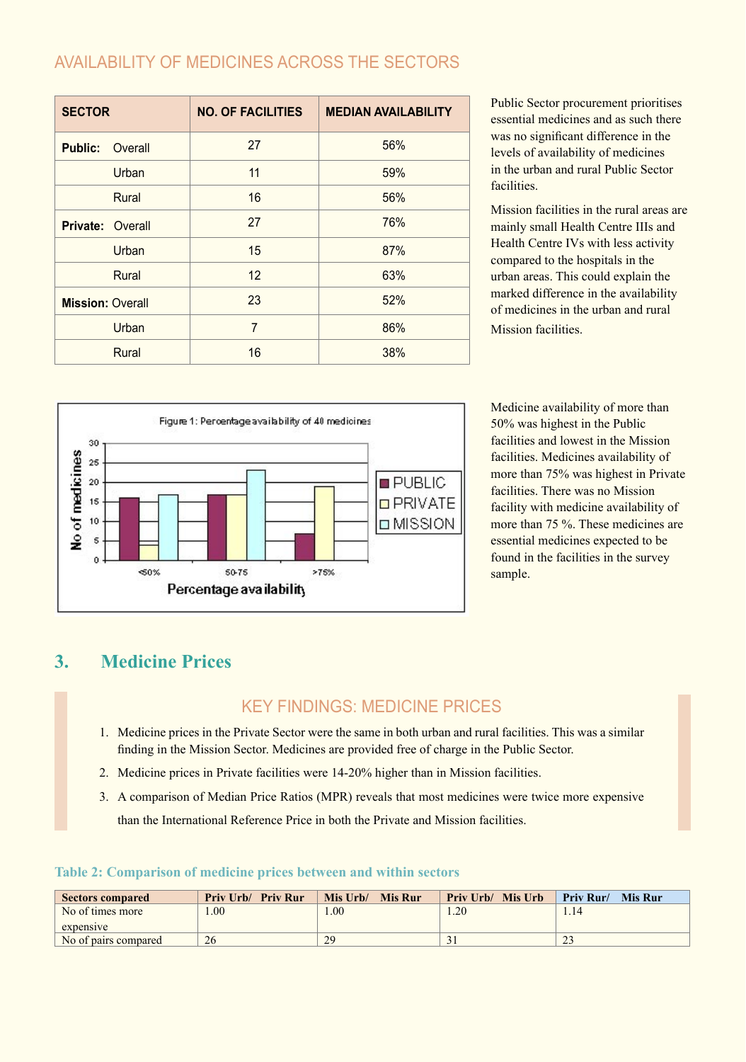## AVAILABILITY OF MEDICINES ACROSS THE SECTORS

| SECTOR | NO. OF FACILITIES | MEDIAN AVAILABILITY |
|---|---|---|
| **Public:** Overall | 27 | 56% |
| Urban | 11 | 59% |
| Rural | 16 | 56% |
| **Private:** Overall | 27 | 76% |
| Urban | 15 | 87% |
| Rural | 12 | 63% |
| **Mission:** Overall | 23 | 52% |
| Urban | 7 | 86% |
| Rural | 16 | 38% |

Public Sector procurement prioritises essential medicines and as such there was no significant difference in the levels of availability of medicines in the urban and rural Public Sector facilities.

Mission facilities in the rural areas are mainly small Health Centre IIIs and Health Centre IVs with less activity compared to the hospitals in the urban areas. This could explain the marked difference in the availability of medicines in the urban and rural Mission facilities.

Figure 1: Percentage availability of 40 medicines

| Percentage availability | PUBLIC | PRIVATE | MISSION |
|---|---|---|---|
| <50% | 16 | 4 | 17 |
| 50-75 | 17 | 17 | 23 |
| >75% | 7 | 19 | 0 |

Medicine availability of more than 50% was highest in the Public facilities and lowest in the Mission facilities. Medicines availability of more than 75% was highest in Private facilities. There was no Mission facility with medicine availability of more than 75 %. These medicines are essential medicines expected to be found in the facilities in the survey sample.

# 3. Medicine Prices

## KEY FINDINGS: MEDICINE PRICES

1. Medicine prices in the Private Sector were the same in both urban and rural facilities. This was a similar finding in the Mission Sector. Medicines are provided free of charge in the Public Sector.
2. Medicine prices in Private facilities were 14-20% higher than in Mission facilities.
3. A comparison of Median Price Ratios (MPR) reveals that most medicines were twice more expensive than the International Reference Price in both the Private and Mission facilities.

**Table 2: Comparison of medicine prices between and within sectors**

| Sectors compared | Priv Urb/ Priv Rur | Mis Urb/ Mis Rur | Priv Urb/ Mis Urb | Priv Rur/ Mis Rur |
|---|---|---|---|---|
| No of times more expensive | 1.00 | 1.00 | 1.20 | 1.14 |
| No of pairs compared | 26 | 29 | 31 | 23 |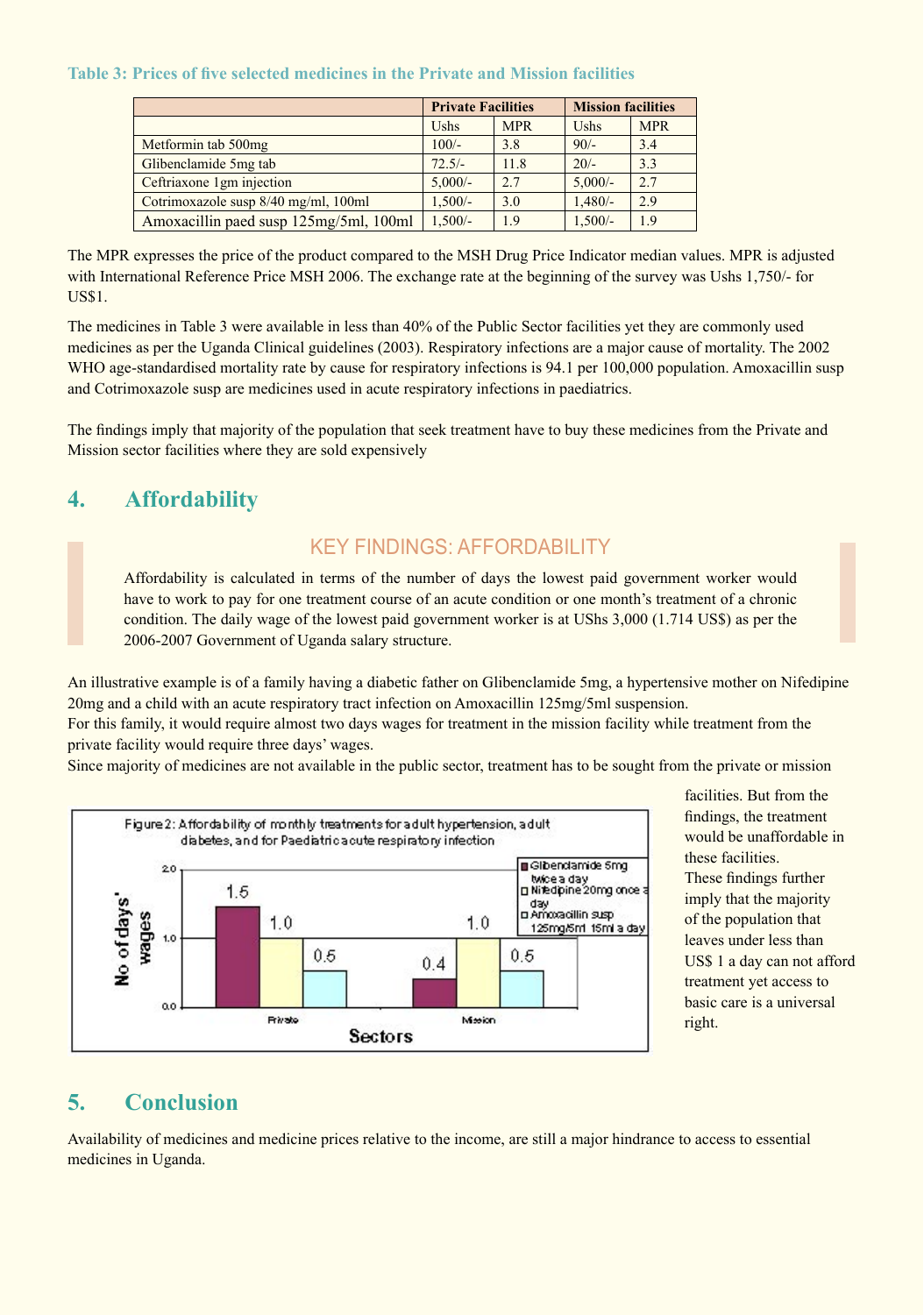**Table 3: Prices of five selected medicines in the Private and Mission facilities**

| | Private Facilities | | Mission facilities | |
|---|---|---|---|---|
| | Ushs | MPR | Ushs | MPR |
| Metformin tab 500mg | 100/- | 3.8 | 90/- | 3.4 |
| Glibenclamide 5mg tab | 72.5/- | 11.8 | 20/- | 3.3 |
| Ceftriaxone 1gm injection | 5,000/- | 2.7 | 5,000/- | 2.7 |
| Cotrimoxazole susp 8/40 mg/ml, 100ml | 1,500/- | 3.0 | 1,480/- | 2.9 |
| Amoxacillin paed susp 125mg/5ml, 100ml | 1,500/- | 1.9 | 1,500/- | 1.9 |

The MPR expresses the price of the product compared to the MSH Drug Price Indicator median values. MPR is adjusted with International Reference Price MSH 2006. The exchange rate at the beginning of the survey was Ushs 1,750/- for US$1.

The medicines in Table 3 were available in less than 40% of the Public Sector facilities yet they are commonly used medicines as per the Uganda Clinical guidelines (2003). Respiratory infections are a major cause of mortality. The 2002 WHO age-standardised mortality rate by cause for respiratory infections is 94.1 per 100,000 population. Amoxacillin susp and Cotrimoxazole susp are medicines used in acute respiratory infections in paediatrics.

The findings imply that majority of the population that seek treatment have to buy these medicines from the Private and Mission sector facilities where they are sold expensively

## 4. Affordability

### KEY FINDINGS: AFFORDABILITY

Affordability is calculated in terms of the number of days the lowest paid government worker would have to work to pay for one treatment course of an acute condition or one month's treatment of a chronic condition. The daily wage of the lowest paid government worker is at USh 3,000 (1.714 US$) as per the 2006-2007 Government of Uganda salary structure.

An illustrative example is of a family having a diabetic father on Glibenclamide 5mg, a hypertensive mother on Nifedipine 20mg and a child with an acute respiratory tract infection on Amoxacillin 125mg/5ml suspension.
For this family, it would require almost two days wages for treatment in the mission facility while treatment from the private facility would require three days' wages.
Since majority of medicines are not available in the public sector, treatment has to be sought from the private or mission facilities. But from the findings, the treatment would be unaffordable in these facilities.
These findings further imply that the majority of the population that leaves under less than US$ 1 a day can not afford treatment yet access to basic care is a universal right.

Figure 2: Affordability of monthly treatments for adult hypertension, adult diabetes, and for Paediatric acute respiratory infection

| Sectors | Glibenclamide 5mg twice a day | Nifedipine 20mg once a day | Amoxacillin susp 125mg/5ml 15ml a day |
|---|---|---|---|
| Private | 1.5 | 1.0 | 0.5 |
| Mission | 0.4 | 1.0 | 0.5 |

## 5. Conclusion

Availability of medicines and medicine prices relative to the income, are still a major hindrance to access to essential medicines in Uganda.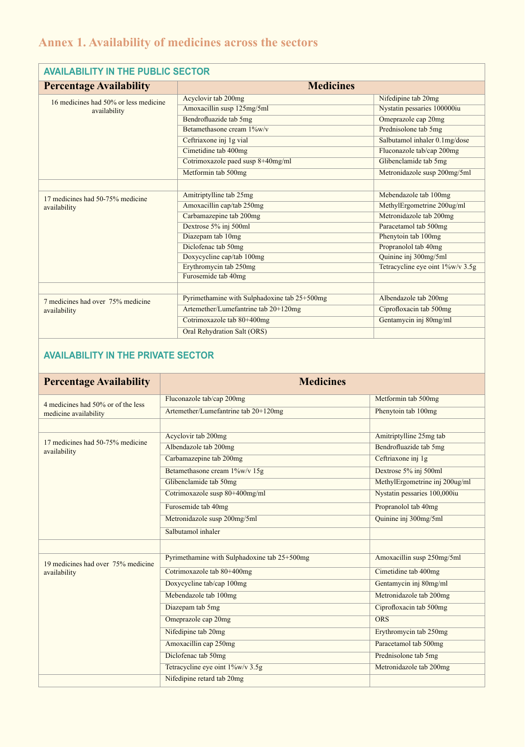# Annex 1. Availability of medicines across the sectors

## AVAILABILITY IN THE PUBLIC SECTOR

| Percentage Availability | Medicines | |
|---|---|---|
| 16 medicines had 50% or less medicine availability | Acyclovir tab 200mg | Nifedipine tab 20mg |
| | Amoxacillin susp 125mg/5ml | Nystatin pessaries 100000iu |
| | Bendrofluazide tab 5mg | Omeprazole cap 20mg |
| | Betamethasone cream 1%w/v | Prednisolone tab 5mg |
| | Ceftriaxone inj 1g vial | Salbutamol inhaler 0.1mg/dose |
| | Cimetidine tab 400mg | Fluconazole tab/cap 200mg |
| | Cotrimoxazole paed susp 8+40mg/ml | Glibenclamide tab 5mg |
| | Metformin tab 500mg | Metronidazole susp 200mg/5ml |
| | | |
| 17 medicines had 50-75% medicine availability | Amitriptylline tab 25mg | Mebendazole tab 100mg |
| | Amoxacillin cap/tab 250mg | MethylErgometrine 200ug/ml |
| | Carbamazepine tab 200mg | Metronidazole tab 200mg |
| | Dextrose 5% inj 500ml | Paracetamol tab 500mg |
| | Diazepam tab 10mg | Phenytoin tab 100mg |
| | Diclofenac tab 50mg | Propranolol tab 40mg |
| | Doxycycline cap/tab 100mg | Quinine inj 300mg/5ml |
| | Erythromycin tab 250mg | Tetracycline eye oint 1%w/v 3.5g |
| | Furosemide tab 40mg | |
| | | |
| 7 medicines had over 75% medicine availability | Pyrimethamine with Sulphadoxine tab 25+500mg | Albendazole tab 200mg |
| | Artemether/Lumefantrine tab 20+120mg | Ciprofloxacin tab 500mg |
| | Cotrimoxazole tab 80+400mg | Gentamycin inj 80mg/ml |
| | Oral Rehydration Salt (ORS) | |

## AVAILABILITY IN THE PRIVATE SECTOR

| Percentage Availability | Medicines | |
|---|---|---|
| 4 medicines had 50% or of the less medicine availability | Fluconazole tab/cap 200mg | Metformin tab 500mg |
| | Artemether/Lumefantrine tab 20+120mg | Phenytoin tab 100mg |
| | | |
| 17 medicines had 50-75% medicine availability | Acyclovir tab 200mg | Amitriptylline 25mg tab |
| | Albendazole tab 200mg | Bendrofluazide tab 5mg |
| | Carbamazepine tab 200mg | Ceftriaxone inj 1g |
| | Betamethasone cream 1%w/v 15g | Dextrose 5% inj 500ml |
| | Glibenclamide tab 50mg | MethylErgometrine inj 200ug/ml |
| | Cotrimoxazole susp 80+400mg/ml | Nystatin pessaries 100,000iu |
| | Furosemide tab 40mg | Propranolol tab 40mg |
| | Metronidazole susp 200mg/5ml | Quinine inj 300mg/5ml |
| | Salbutamol inhaler | |
| | | |
| 19 medicines had over 75% medicine availability | Pyrimethamine with Sulphadoxine tab 25+500mg | Amoxacillin susp 250mg/5ml |
| | Cotrimoxazole tab 80+400mg | Cimetidine tab 400mg |
| | Doxycycline tab/cap 100mg | Gentamycin inj 80mg/ml |
| | Mebendazole tab 100mg | Metronidazole tab 200mg |
| | Diazepam tab 5mg | Ciprofloxacin tab 500mg |
| | Omeprazole cap 20mg | ORS |
| | Nifedipine tab 20mg | Erythromycin tab 250mg |
| | Amoxacillin cap 250mg | Paracetamol tab 500mg |
| | Diclofenac tab 50mg | Prednisolone tab 5mg |
| | Tetracycline eye oint 1%w/v 3.5g | Metronidazole tab 200mg |
| | Nifedipine retard tab 20mg | |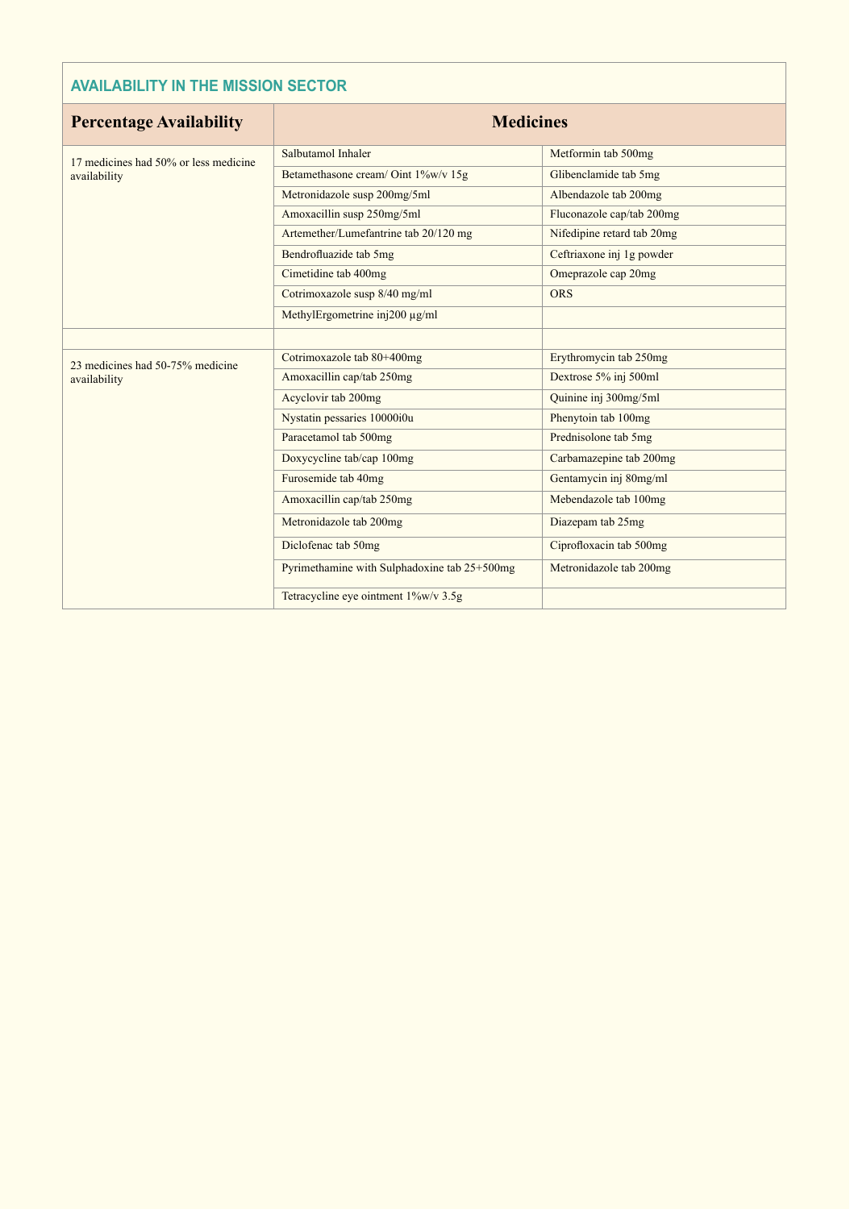## AVAILABILITY IN THE MISSION SECTOR

| Percentage Availability | Medicines | |
|---|---|---|
| 17 medicines had 50% or less medicine availability | Salbutamol Inhaler | Metformin tab 500mg |
| | Betamethasone cream/ Oint 1%w/v 15g | Glibenclamide tab 5mg |
| | Metronidazole susp 200mg/5ml | Albendazole tab 200mg |
| | Amoxacillin susp 250mg/5ml | Fluconazole cap/tab 200mg |
| | Artemether/Lumefantrine tab 20/120 mg | Nifedipine retard tab 20mg |
| | Bendrofluazide tab 5mg | Ceftriaxone inj 1g powder |
| | Cimetidine tab 400mg | Omeprazole cap 20mg |
| | Cotrimoxazole susp 8/40 mg/ml | ORS |
| | MethylErgometrine inj200 µg/ml | |
| | | |
| 23 medicines had 50-75% medicine availability | Cotrimoxazole tab 80+400mg | Erythromycin tab 250mg |
| | Amoxacillin cap/tab 250mg | Dextrose 5% inj 500ml |
| | Acyclovir tab 200mg | Quinine inj 300mg/5ml |
| | Nystatin pessaries 10000i0u | Phenytoin tab 100mg |
| | Paracetamol tab 500mg | Prednisolone tab 5mg |
| | Doxycycline tab/cap 100mg | Carbamazepine tab 200mg |
| | Furosemide tab 40mg | Gentamycin inj 80mg/ml |
| | Amoxacillin cap/tab 250mg | Mebendazole tab 100mg |
| | Metronidazole tab 200mg | Diazepam tab 25mg |
| | Diclofenac tab 50mg | Ciprofloxacin tab 500mg |
| | Pyrimethamine with Sulphadoxine tab 25+500mg | Metronidazole tab 200mg |
| | Tetracycline eye ointment 1%w/v 3.5g | |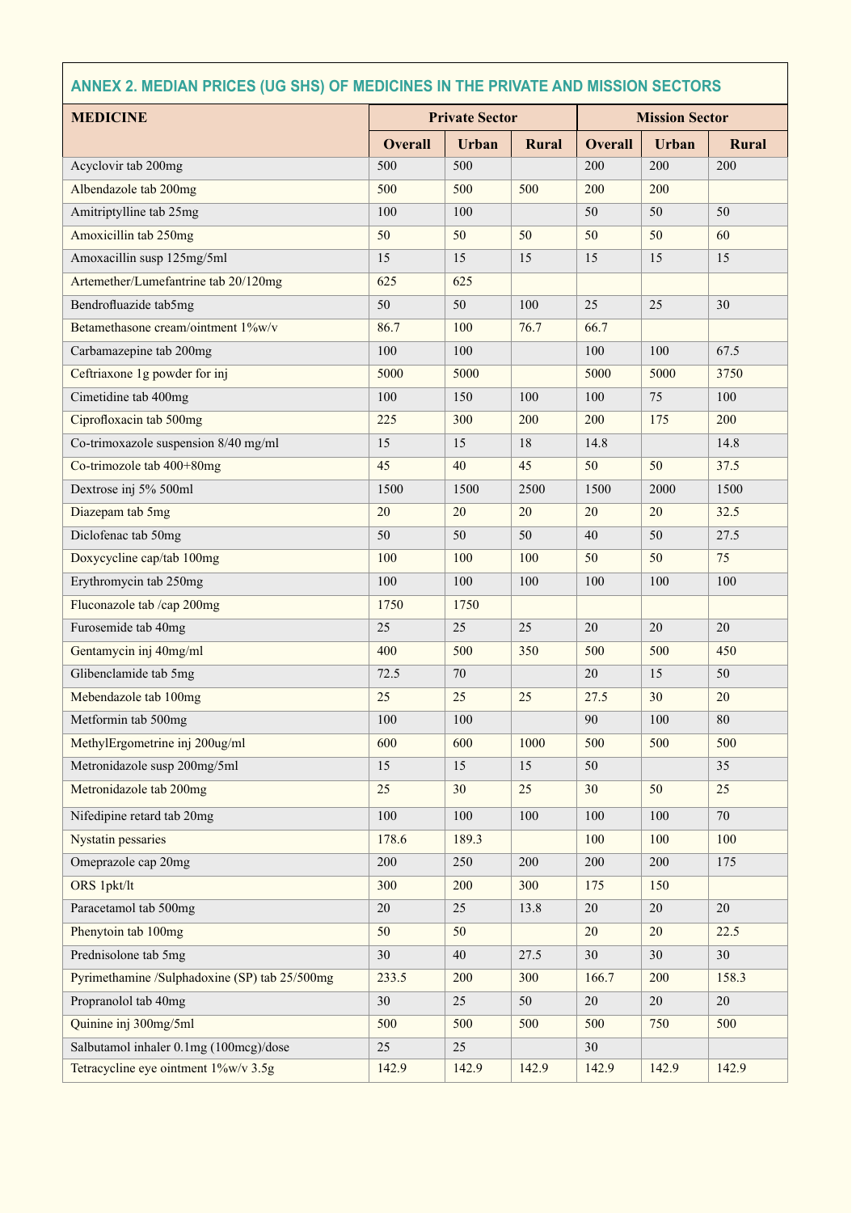## ANNEX 2. MEDIAN PRICES (UG SHS) OF MEDICINES IN THE PRIVATE AND MISSION SECTORS

| MEDICINE | Private Sector | | | Mission Sector | | |
|---|---|---|---|---|---|---|
| | Overall | Urban | Rural | Overall | Urban | Rural |
| Acyclovir tab 200mg | 500 | 500 | | 200 | 200 | 200 |
| Albendazole tab 200mg | 500 | 500 | 500 | 200 | 200 | |
| Amitriptylline tab 25mg | 100 | 100 | | 50 | 50 | 50 |
| Amoxicillin tab 250mg | 50 | 50 | 50 | 50 | 50 | 60 |
| Amoxacillin susp 125mg/5ml | 15 | 15 | 15 | 15 | 15 | 15 |
| Artemether/Lumefantrine tab 20/120mg | 625 | 625 | | | | |
| Bendrofluazide tab5mg | 50 | 50 | 100 | 25 | 25 | 30 |
| Betamethasone cream/ointment 1%w/v | 86.7 | 100 | 76.7 | 66.7 | | |
| Carbamazepine tab 200mg | 100 | 100 | | 100 | 100 | 67.5 |
| Ceftriaxone 1g powder for inj | 5000 | 5000 | | 5000 | 5000 | 3750 |
| Cimetidine tab 400mg | 100 | 150 | 100 | 100 | 75 | 100 |
| Ciprofloxacin tab 500mg | 225 | 300 | 200 | 200 | 175 | 200 |
| Co-trimoxazole suspension 8/40 mg/ml | 15 | 15 | 18 | 14.8 | | 14.8 |
| Co-trimozole tab 400+80mg | 45 | 40 | 45 | 50 | 50 | 37.5 |
| Dextrose inj 5% 500ml | 1500 | 1500 | 2500 | 1500 | 2000 | 1500 |
| Diazepam tab 5mg | 20 | 20 | 20 | 20 | 20 | 32.5 |
| Diclofenac tab 50mg | 50 | 50 | 50 | 40 | 50 | 27.5 |
| Doxycycline cap/tab 100mg | 100 | 100 | 100 | 50 | 50 | 75 |
| Erythromycin tab 250mg | 100 | 100 | 100 | 100 | 100 | 100 |
| Fluconazole tab /cap 200mg | 1750 | 1750 | | | | |
| Furosemide tab 40mg | 25 | 25 | 25 | 20 | 20 | 20 |
| Gentamycin inj 40mg/ml | 400 | 500 | 350 | 500 | 500 | 450 |
| Glibenclamide tab 5mg | 72.5 | 70 | | 20 | 15 | 50 |
| Mebendazole tab 100mg | 25 | 25 | 25 | 27.5 | 30 | 20 |
| Metformin tab 500mg | 100 | 100 | | 90 | 100 | 80 |
| MethylErgometrine inj 200ug/ml | 600 | 600 | 1000 | 500 | 500 | 500 |
| Metronidazole susp 200mg/5ml | 15 | 15 | 15 | 50 | | 35 |
| Metronidazole tab 200mg | 25 | 30 | 25 | 30 | 50 | 25 |
| Nifedipine retard tab 20mg | 100 | 100 | 100 | 100 | 100 | 70 |
| Nystatin pessaries | 178.6 | 189.3 | | 100 | 100 | 100 |
| Omeprazole cap 20mg | 200 | 250 | 200 | 200 | 200 | 175 |
| ORS 1pkt/lt | 300 | 200 | 300 | 175 | 150 | |
| Paracetamol tab 500mg | 20 | 25 | 13.8 | 20 | 20 | 20 |
| Phenytoin tab 100mg | 50 | 50 | | 20 | 20 | 22.5 |
| Prednisolone tab 5mg | 30 | 40 | 27.5 | 30 | 30 | 30 |
| Pyrimethamine /Sulphadoxine (SP) tab 25/500mg | 233.5 | 200 | 300 | 166.7 | 200 | 158.3 |
| Propranolol tab 40mg | 30 | 25 | 50 | 20 | 20 | 20 |
| Quinine inj 300mg/5ml | 500 | 500 | 500 | 500 | 750 | 500 |
| Salbutamol inhaler 0.1mg (100mcg)/dose | 25 | 25 | | 30 | | |
| Tetracycline eye ointment 1%w/v 3.5g | 142.9 | 142.9 | 142.9 | 142.9 | 142.9 | 142.9 |